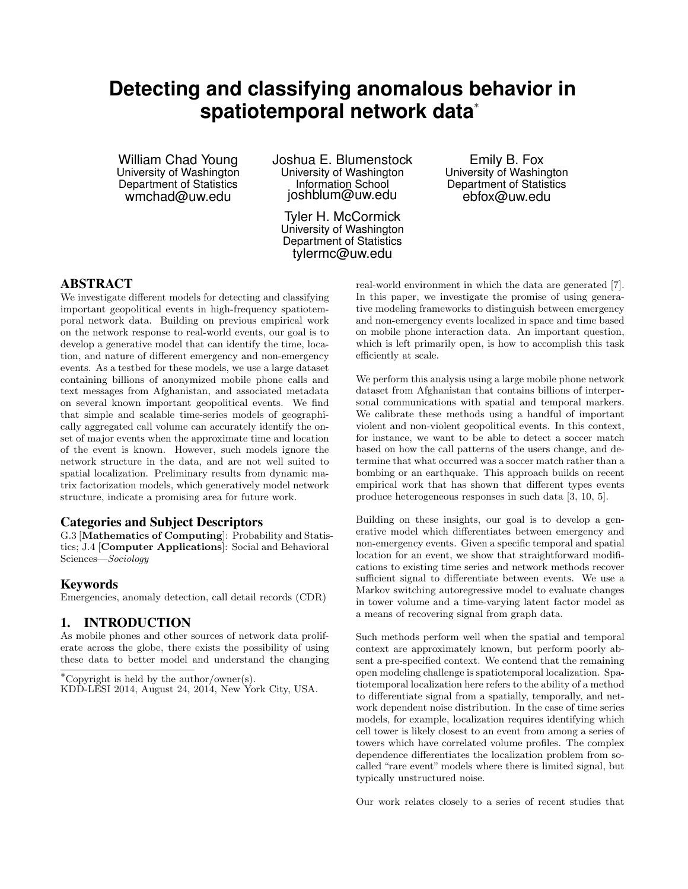# Detecting and classifying anomalous behavior in spatiotemporal network data*

William Chad Young
University of Washington
Department of Statistics
wmchad@uw.edu

Joshua E. Blumenstock
University of Washington
Information School
joshblum@uw.edu

Emily B. Fox
University of Washington
Department of Statistics
ebfox@uw.edu

Tyler H. McCormick
University of Washington
Department of Statistics
tylermc@uw.edu

## ABSTRACT

We investigate different models for detecting and classifying important geopolitical events in high-frequency spatiotemporal network data. Building on previous empirical work on the network response to real-world events, our goal is to develop a generative model that can identify the time, location, and nature of different emergency and non-emergency events. As a testbed for these models, we use a large dataset containing billions of anonymized mobile phone calls and text messages from Afghanistan, and associated metadata on several known important geopolitical events. We find that simple and scalable time-series models of geographically aggregated call volume can accurately identify the onset of major events when the approximate time and location of the event is known. However, such models ignore the network structure in the data, and are not well suited to spatial localization. Preliminary results from dynamic matrix factorization models, which generatively model network structure, indicate a promising area for future work.

### Categories and Subject Descriptors

G.3 [**Mathematics of Computing**]: Probability and Statistics; J.4 [**Computer Applications**]: Social and Behavioral Sciences—*Sociology*

### Keywords

Emergencies, anomaly detection, call detail records (CDR)

## 1. INTRODUCTION

As mobile phones and other sources of network data proliferate across the globe, there exists the possibility of using these data to better model and understand the changing real-world environment in which the data are generated [7]. In this paper, we investigate the promise of using generative modeling frameworks to distinguish between emergency and non-emergency events localized in space and time based on mobile phone interaction data. An important question, which is left primarily open, is how to accomplish this task efficiently at scale.

We perform this analysis using a large mobile phone network dataset from Afghanistan that contains billions of interpersonal communications with spatial and temporal markers. We calibrate these methods using a handful of important violent and non-violent geopolitical events. In this context, for instance, we want to be able to detect a soccer match based on how the call patterns of the users change, and determine that what occurred was a soccer match rather than a bombing or an earthquake. This approach builds on recent empirical work that has shown that different types events produce heterogeneous responses in such data [3, 10, 5].

Building on these insights, our goal is to develop a generative model which differentiates between emergency and non-emergency events. Given a specific temporal and spatial location for an event, we show that straightforward modifications to existing time series and network methods recover sufficient signal to differentiate between events. We use a Markov switching autoregressive model to evaluate changes in tower volume and a time-varying latent factor model as a means of recovering signal from graph data.

Such methods perform well when the spatial and temporal context are approximately known, but perform poorly absent a pre-specified context. We contend that the remaining open modeling challenge is spatiotemporal localization. Spatiotemporal localization here refers to the ability of a method to differentiate signal from a spatially, temporally, and network dependent noise distribution. In the case of time series models, for example, localization requires identifying which cell tower is likely closest to an event from among a series of towers which have correlated volume profiles. The complex dependence differentiates the localization problem from so-called "rare event" models where there is limited signal, but typically unstructured noise.

Our work relates closely to a series of recent studies that

*Copyright is held by the author/owner(s).
KDD-LESI 2014, August 24, 2014, New York City, USA.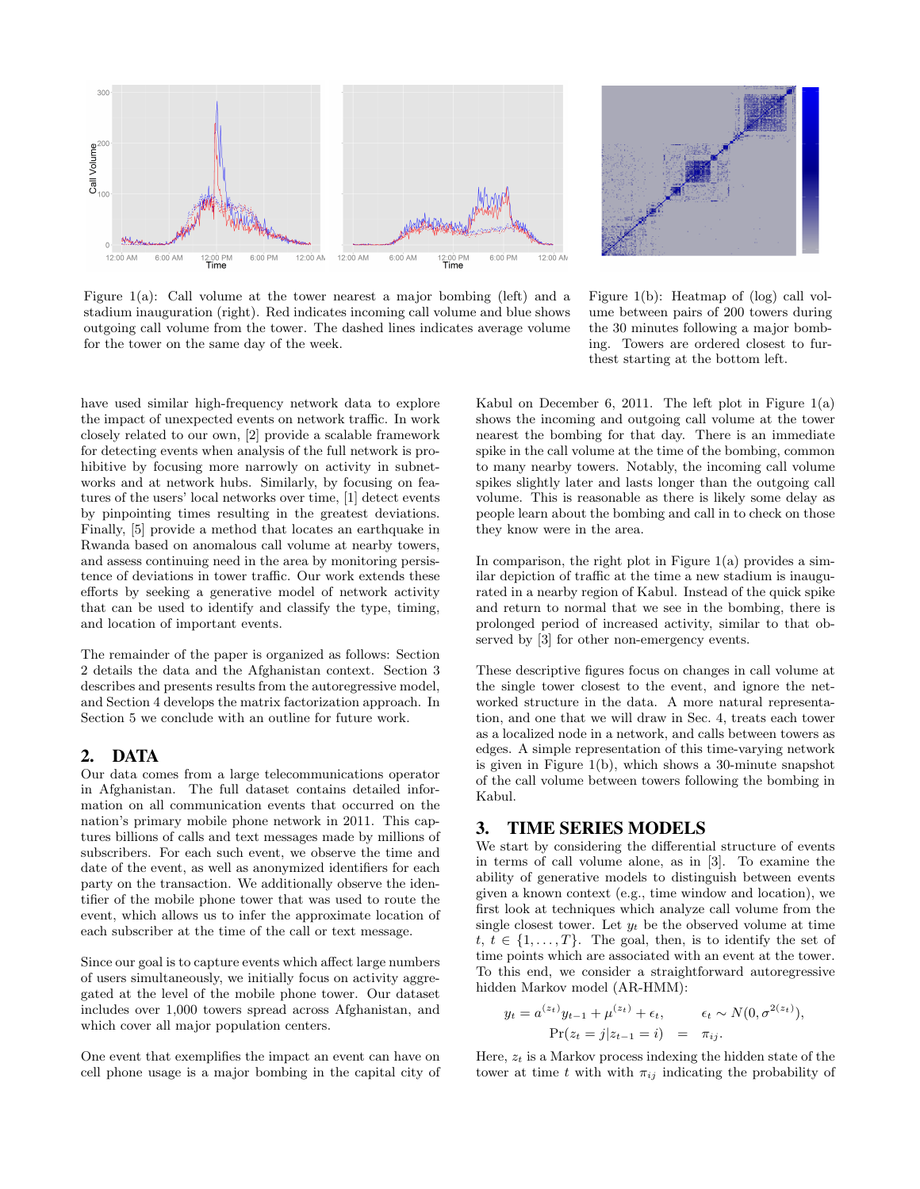Figure 1(a): Call volume at the tower nearest a major bombing (left) and a stadium inauguration (right). Red indicates incoming call volume and blue shows outgoing call volume from the tower. The dashed lines indicates average volume for the tower on the same day of the week.

Figure 1(b): Heatmap of (log) call volume between pairs of 200 towers during the 30 minutes following a major bombing. Towers are ordered closest to furthest starting at the bottom left.

have used similar high-frequency network data to explore the impact of unexpected events on network traffic. In work closely related to our own, [2] provide a scalable framework for detecting events when analysis of the full network is prohibitive by focusing more narrowly on activity in subnetworks and at network hubs. Similarly, by focusing on features of the users' local networks over time, [1] detect events by pinpointing times resulting in the greatest deviations. Finally, [5] provide a method that locates an earthquake in Rwanda based on anomalous call volume at nearby towers, and assess continuing need in the area by monitoring persistence of deviations in tower traffic. Our work extends these efforts by seeking a generative model of network activity that can be used to identify and classify the type, timing, and location of important events.

The remainder of the paper is organized as follows: Section 2 details the data and the Afghanistan context. Section 3 describes and presents results from the autoregressive model, and Section 4 develops the matrix factorization approach. In Section 5 we conclude with an outline for future work.

## 2. DATA

Our data comes from a large telecommunications operator in Afghanistan. The full dataset contains detailed information on all communication events that occurred on the nation's primary mobile phone network in 2011. This captures billions of calls and text messages made by millions of subscribers. For each such event, we observe the time and date of the event, as well as anonymized identifiers for each party on the transaction. We additionally observe the identifier of the mobile phone tower that was used to route the event, which allows us to infer the approximate location of each subscriber at the time of the call or text message.

Since our goal is to capture events which affect large numbers of users simultaneously, we initially focus on activity aggregated at the level of the mobile phone tower. Our dataset includes over 1,000 towers spread across Afghanistan, and which cover all major population centers.

One event that exemplifies the impact an event can have on cell phone usage is a major bombing in the capital city of Kabul on December 6, 2011. The left plot in Figure 1(a) shows the incoming and outgoing call volume at the tower nearest the bombing for that day. There is an immediate spike in the call volume at the time of the bombing, common to many nearby towers. Notably, the incoming call volume spikes slightly later and lasts longer than the outgoing call volume. This is reasonable as there is likely some delay as people learn about the bombing and call in to check on those they know were in the area.

In comparison, the right plot in Figure 1(a) provides a similar depiction of traffic at the time a new stadium is inaugurated in a nearby region of Kabul. Instead of the quick spike and return to normal that we see in the bombing, there is prolonged period of increased activity, similar to that observed by [3] for other non-emergency events.

These descriptive figures focus on changes in call volume at the single tower closest to the event, and ignore the networked structure in the data. A more natural representation, and one that we will draw in Sec. 4, treats each tower as a localized node in a network, and calls between towers as edges. A simple representation of this time-varying network is given in Figure 1(b), which shows a 30-minute snapshot of the call volume between towers following the bombing in Kabul.

## 3. TIME SERIES MODELS

We start by considering the differential structure of events in terms of call volume alone, as in [3]. To examine the ability of generative models to distinguish between events given a known context (e.g., time window and location), we first look at techniques which analyze call volume from the single closest tower. Let $y_t$ be the observed volume at time $t$, $t \in \{1, \ldots, T\}$. The goal, then, is to identify the set of time points which are associated with an event at the tower. To this end, we consider a straightforward autoregressive hidden Markov model (AR-HMM):

$$
\begin{aligned}
y_t = a^{(z_t)} y_{t-1} + \mu^{(z_t)} + \epsilon_t, \qquad & \epsilon_t \sim N(0, \sigma^{2(z_t)}), \\
\Pr(z_t = j | z_{t-1} = i) \quad = & \quad \pi_{ij}.
\end{aligned}
$$

Here, $z_t$ is a Markov process indexing the hidden state of the tower at time $t$ with with $\pi_{ij}$ indicating the probability of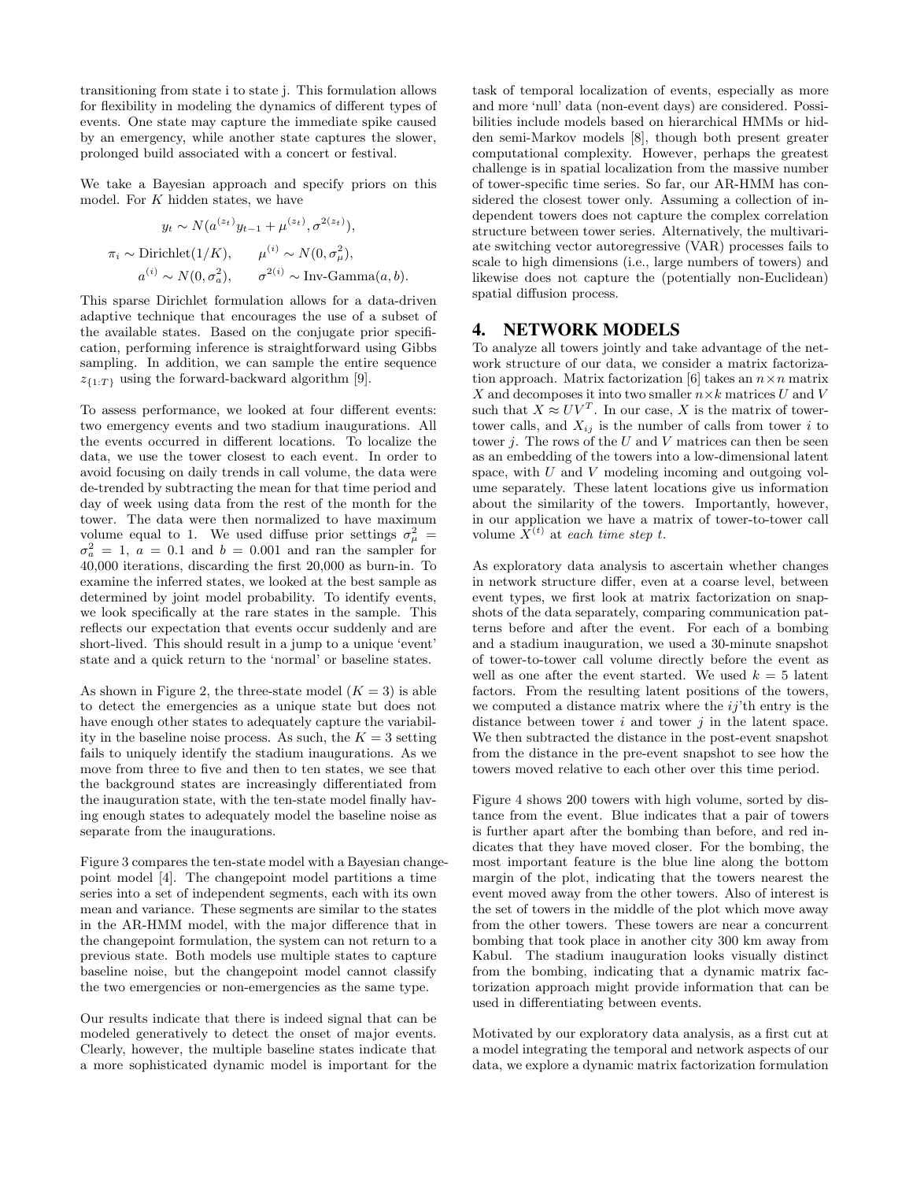transitioning from state i to state j. This formulation allows for flexibility in modeling the dynamics of different types of events. One state may capture the immediate spike caused by an emergency, while another state captures the slower, prolonged build associated with a concert or festival.

We take a Bayesian approach and specify priors on this model. For $K$ hidden states, we have

$$y_t \sim N(a^{(z_t)} y_{t-1} + \mu^{(z_t)}, \sigma^{2(z_t)}),$$

$$\pi_i \sim \text{Dirichlet}(1/K), \qquad \mu^{(i)} \sim N(0, \sigma_\mu^2),$$

$$a^{(i)} \sim N(0, \sigma_a^2), \qquad \sigma^{2(i)} \sim \text{Inv-Gamma}(a, b).$$

This sparse Dirichlet formulation allows for a data-driven adaptive technique that encourages the use of a subset of the available states. Based on the conjugate prior specification, performing inference is straightforward using Gibbs sampling. In addition, we can sample the entire sequence $z_{\{1:T\}}$ using the forward-backward algorithm [9].

To assess performance, we looked at four different events: two emergency events and two stadium inaugurations. All the events occurred in different locations. To localize the data, we use the tower closest to each event. In order to avoid focusing on daily trends in call volume, the data were de-trended by subtracting the mean for that time period and day of week using data from the rest of the month for the tower. The data were then normalized to have maximum volume equal to 1. We used diffuse prior settings $\sigma_\mu^2 = \sigma_a^2 = 1$, $a = 0.1$ and $b = 0.001$ and ran the sampler for 40,000 iterations, discarding the first 20,000 as burn-in. To examine the inferred states, we looked at the best sample as determined by joint model probability. To identify events, we look specifically at the rare states in the sample. This reflects our expectation that events occur suddenly and are short-lived. This should result in a jump to a unique 'event' state and a quick return to the 'normal' or baseline states.

As shown in Figure 2, the three-state model ($K = 3$) is able to detect the emergencies as a unique state but does not have enough other states to adequately capture the variability in the baseline noise process. As such, the $K = 3$ setting fails to uniquely identify the stadium inaugurations. As we move from three to five and then to ten states, we see that the background states are increasingly differentiated from the inauguration state, with the ten-state model finally having enough states to adequately model the baseline noise as separate from the inaugurations.

Figure 3 compares the ten-state model with a Bayesian changepoint model [4]. The changepoint model partitions a time series into a set of independent segments, each with its own mean and variance. These segments are similar to the states in the AR-HMM model, with the major difference that in the changepoint formulation, the system can not return to a previous state. Both models use multiple states to capture baseline noise, but the changepoint model cannot classify the two emergencies or non-emergencies as the same type.

Our results indicate that there is indeed signal that can be modeled generatively to detect the onset of major events. Clearly, however, the multiple baseline states indicate that a more sophisticated dynamic model is important for the task of temporal localization of events, especially as more and more 'null' data (non-event days) are considered. Possibilities include models based on hierarchical HMMs or hidden semi-Markov models [8], though both present greater computational complexity. However, perhaps the greatest challenge is in spatial localization from the massive number of tower-specific time series. So far, our AR-HMM has considered the closest tower only. Assuming a collection of independent towers does not capture the complex correlation structure between tower series. Alternatively, the multivariate switching vector autoregressive (VAR) processes fails to scale to high dimensions (i.e., large numbers of towers) and likewise does not capture the (potentially non-Euclidean) spatial diffusion process.

## 4. NETWORK MODELS

To analyze all towers jointly and take advantage of the network structure of our data, we consider a matrix factorization approach. Matrix factorization [6] takes an $n \times n$ matrix $X$ and decomposes it into two smaller $n \times k$ matrices $U$ and $V$ such that $X \approx UV^T$. In our case, $X$ is the matrix of tower-tower calls, and $X_{ij}$ is the number of calls from tower $i$ to tower $j$. The rows of the $U$ and $V$ matrices can then be seen as an embedding of the towers into a low-dimensional latent space, with $U$ and $V$ modeling incoming and outgoing volume separately. These latent locations give us information about the similarity of the towers. Importantly, however, in our application we have a matrix of tower-to-tower call volume $X^{(t)}$ at *each time step t*.

As exploratory data analysis to ascertain whether changes in network structure differ, even at a coarse level, between event types, we first look at matrix factorization on snapshots of the data separately, comparing communication patterns before and after the event. For each of a bombing and a stadium inauguration, we used a 30-minute snapshot of tower-to-tower call volume directly before the event as well as one after the event started. We used $k = 5$ latent factors. From the resulting latent positions of the towers, we computed a distance matrix where the $ij$'th entry is the distance between tower $i$ and tower $j$ in the latent space. We then subtracted the distance in the post-event snapshot from the distance in the pre-event snapshot to see how the towers moved relative to each other over this time period.

Figure 4 shows 200 towers with high volume, sorted by distance from the event. Blue indicates that a pair of towers is further apart after the bombing than before, and red indicates that they have moved closer. For the bombing, the most important feature is the blue line along the bottom margin of the plot, indicating that the towers nearest the event moved away from the other towers. Also of interest is the set of towers in the middle of the plot which move away from the other towers. These towers are near a concurrent bombing that took place in another city 300 km away from Kabul. The stadium inauguration looks visually distinct from the bombing, indicating that a dynamic matrix factorization approach might provide information that can be used in differentiating between events.

Motivated by our exploratory data analysis, as a first cut at a model integrating the temporal and network aspects of our data, we explore a dynamic matrix factorization formulation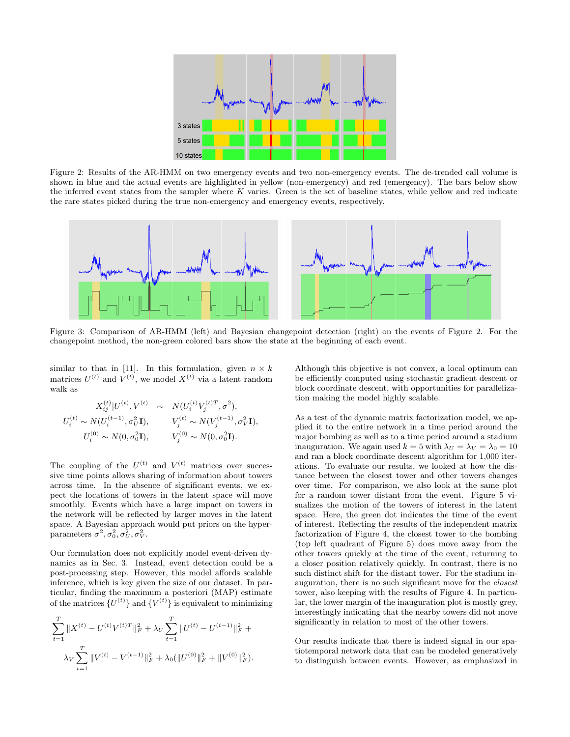Figure 2: Results of the AR-HMM on two emergency events and two non-emergency events. The de-trended call volume is shown in blue and the actual events are highlighted in yellow (non-emergency) and red (emergency). The bars below show the inferred event states from the sampler where $K$ varies. Green is the set of baseline states, while yellow and red indicate the rare states picked during the true non-emergency and emergency events, respectively.

Figure 3: Comparison of AR-HMM (left) and Bayesian changepoint detection (right) on the events of Figure 2. For the changepoint method, the non-green colored bars show the state at the beginning of each event.

similar to that in [11]. In this formulation, given $n \times k$ matrices $U^{(t)}$ and $V^{(t)}$, we model $X^{(t)}$ via a latent random walk as

$$X_{ij}^{(t)} | U^{(t)}, V^{(t)} \sim N(U_i^{(t)} V_j^{(t)T}, \sigma^2),$$

$$U_i^{(t)} \sim N(U_i^{(t-1)}, \sigma_U^2 \mathbf{I}), \qquad V_j^{(t)} \sim N(V_j^{(t-1)}, \sigma_V^2 \mathbf{I}),$$

$$U_i^{(0)} \sim N(0, \sigma_0^2 \mathbf{I}), \qquad V_j^{(0)} \sim N(0, \sigma_0^2 \mathbf{I}).$$

The coupling of the $U^{(t)}$ and $V^{(t)}$ matrices over successive time points allows sharing of information about towers across time. In the absence of significant events, we expect the locations of towers in the latent space will move smoothly. Events which have a large impact on towers in the network will be reflected by larger moves in the latent space. A Bayesian approach would put priors on the hyperparameters $\sigma^2, \sigma_0^2, \sigma_U^2, \sigma_V^2$.

Our formulation does not explicitly model event-driven dynamics as in Sec. 3. Instead, event detection could be a post-processing step. However, this model affords scalable inference, which is key given the size of our dataset. In particular, finding the maximum a posteriori (MAP) estimate of the matrices $\{U^{(t)}\}$ and $\{V^{(t)}\}$ is equivalent to minimizing

$$\sum_{t=1}^{T} \|X^{(t)} - U^{(t)} V^{(t)T}\|_F^2 + \lambda_U \sum_{t=1}^{T} \|U^{(t)} - U^{(t-1)}\|_F^2 + \lambda_V \sum_{t=1}^{T} \|V^{(t)} - V^{(t-1)}\|_F^2 + \lambda_0 (\|U^{(0)}\|_F^2 + \|V^{(0)}\|_F^2).$$

Although this objective is not convex, a local optimum can be efficiently computed using stochastic gradient descent or block coordinate descent, with opportunities for parallelization making the model highly scalable.

As a test of the dynamic matrix factorization model, we applied it to the entire network in a time period around the major bombing as well as to a time period around a stadium inauguration. We again used $k = 5$ with $\lambda_U = \lambda_V = \lambda_0 = 10$ and ran a block coordinate descent algorithm for 1,000 iterations. To evaluate our results, we looked at how the distance between the closest tower and other towers changes over time. For comparison, we also look at the same plot for a random tower distant from the event. Figure 5 visualizes the motion of the towers of interest in the latent space. Here, the green dot indicates the time of the event of interest. Reflecting the results of the independent matrix factorization of Figure 4, the closest tower to the bombing (top left quadrant of Figure 5) does move away from the other towers quickly at the time of the event, returning to a closer position relatively quickly. In contrast, there is no such distinct shift for the distant tower. For the stadium inauguration, there is no such significant move for the *closest* tower, also keeping with the results of Figure 4. In particular, the lower margin of the inauguration plot is mostly grey, interestingly indicating that the nearby towers did not move significantly in relation to most of the other towers.

Our results indicate that there is indeed signal in our spatiotemporal network data that can be modeled generatively to distinguish between events. However, as emphasized in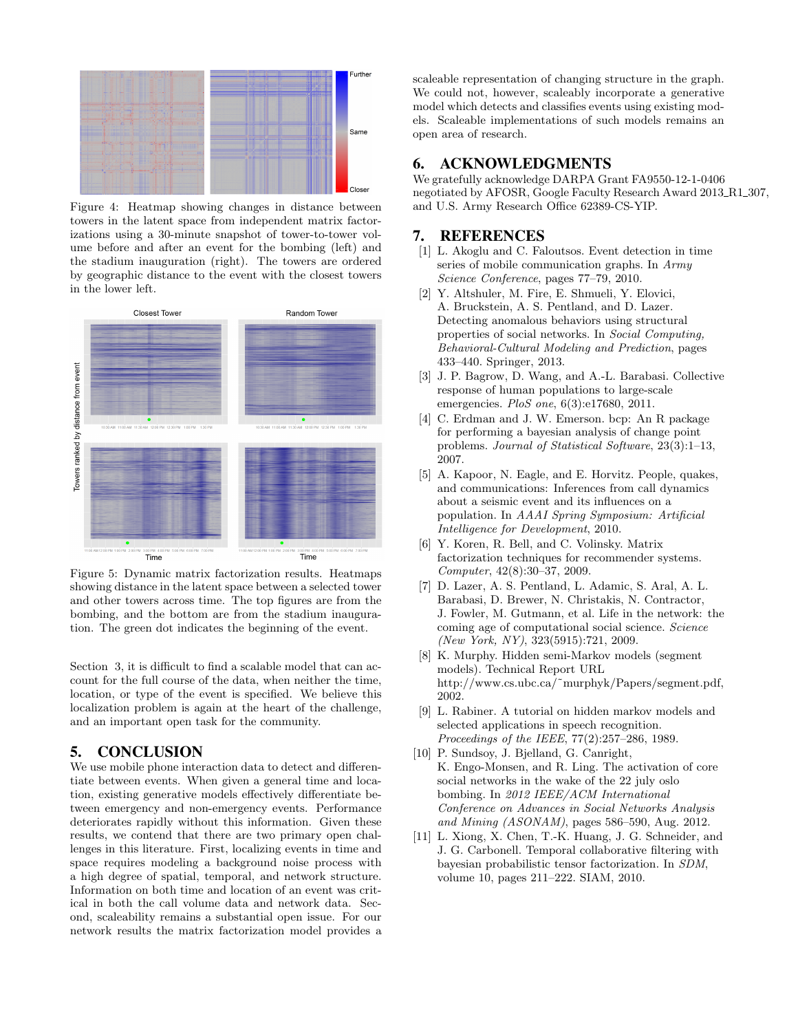Further

Same

Closer

Figure 4: Heatmap showing changes in distance between towers in the latent space from independent matrix factorizations using a 30-minute snapshot of tower-to-tower volume before and after an event for the bombing (left) and the stadium inauguration (right). The towers are ordered by geographic distance to the event with the closest towers in the lower left.

Closest Tower

Random Tower

Towers ranked by distance from event

Time

Time

Figure 5: Dynamic matrix factorization results. Heatmaps showing distance in the latent space between a selected tower and other towers across time. The top figures are from the bombing, and the bottom are from the stadium inauguration. The green dot indicates the beginning of the event.

Section 3, it is difficult to find a scalable model that can account for the full course of the data, when neither the time, location, or type of the event is specified. We believe this localization problem is again at the heart of the challenge, and an important open task for the community.

## 5. CONCLUSION

We use mobile phone interaction data to detect and differentiate between events. When given a general time and location, existing generative models effectively differentiate between emergency and non-emergency events. Performance deteriorates rapidly without this information. Given these results, we contend that there are two primary open challenges in this literature. First, localizing events in time and space requires modeling a background noise process with a high degree of spatial, temporal, and network structure. Information on both time and location of an event was critical in both the call volume data and network data. Second, scaleability remains a substantial open issue. For our network results the matrix factorization model provides a scaleable representation of changing structure in the graph. We could not, however, scaleably incorporate a generative model which detects and classifies events using existing models. Scaleable implementations of such models remains an open area of research.

## 6. ACKNOWLEDGMENTS

We gratefully acknowledge DARPA Grant FA9550-12-1-0406 negotiated by AFOSR, Google Faculty Research Award 2013_R1_307, and U.S. Army Research Office 62389-CS-YIP.

## 7. REFERENCES

[1] L. Akoglu and C. Faloutsos. Event detection in time series of mobile communication graphs. In *Army Science Conference*, pages 77–79, 2010.

[2] Y. Altshuler, M. Fire, E. Shmueli, Y. Elovici, A. Bruckstein, A. S. Pentland, and D. Lazer. Detecting anomalous behaviors using structural properties of social networks. In *Social Computing, Behavioral-Cultural Modeling and Prediction*, pages 433–440. Springer, 2013.

[3] J. P. Bagrow, D. Wang, and A.-L. Barabasi. Collective response of human populations to large-scale emergencies. *PloS one*, 6(3):e17680, 2011.

[4] C. Erdman and J. W. Emerson. bcp: An R package for performing a bayesian analysis of change point problems. *Journal of Statistical Software*, 23(3):1–13, 2007.

[5] A. Kapoor, N. Eagle, and E. Horvitz. People, quakes, and communications: Inferences from call dynamics about a seismic event and its influences on a population. In *AAAI Spring Symposium: Artificial Intelligence for Development*, 2010.

[6] Y. Koren, R. Bell, and C. Volinsky. Matrix factorization techniques for recommender systems. *Computer*, 42(8):30–37, 2009.

[7] D. Lazer, A. S. Pentland, L. Adamic, S. Aral, A. L. Barabasi, D. Brewer, N. Christakis, N. Contractor, J. Fowler, M. Gutmann, et al. Life in the network: the coming age of computational social science. *Science (New York, NY)*, 323(5915):721, 2009.

[8] K. Murphy. Hidden semi-Markov models (segment models). Technical Report URL http://www.cs.ubc.ca/~murphyk/Papers/segment.pdf, 2002.

[9] L. Rabiner. A tutorial on hidden markov models and selected applications in speech recognition. *Proceedings of the IEEE*, 77(2):257–286, 1989.

[10] P. Sundsoy, J. Bjelland, G. Canright, K. Engo-Monsen, and R. Ling. The activation of core social networks in the wake of the 22 july oslo bombing. In *2012 IEEE/ACM International Conference on Advances in Social Networks Analysis and Mining (ASONAM)*, pages 586–590, Aug. 2012.

[11] L. Xiong, X. Chen, T.-K. Huang, J. G. Schneider, and J. G. Carbonell. Temporal collaborative filtering with bayesian probabilistic tensor factorization. In *SDM*, volume 10, pages 211–222. SIAM, 2010.